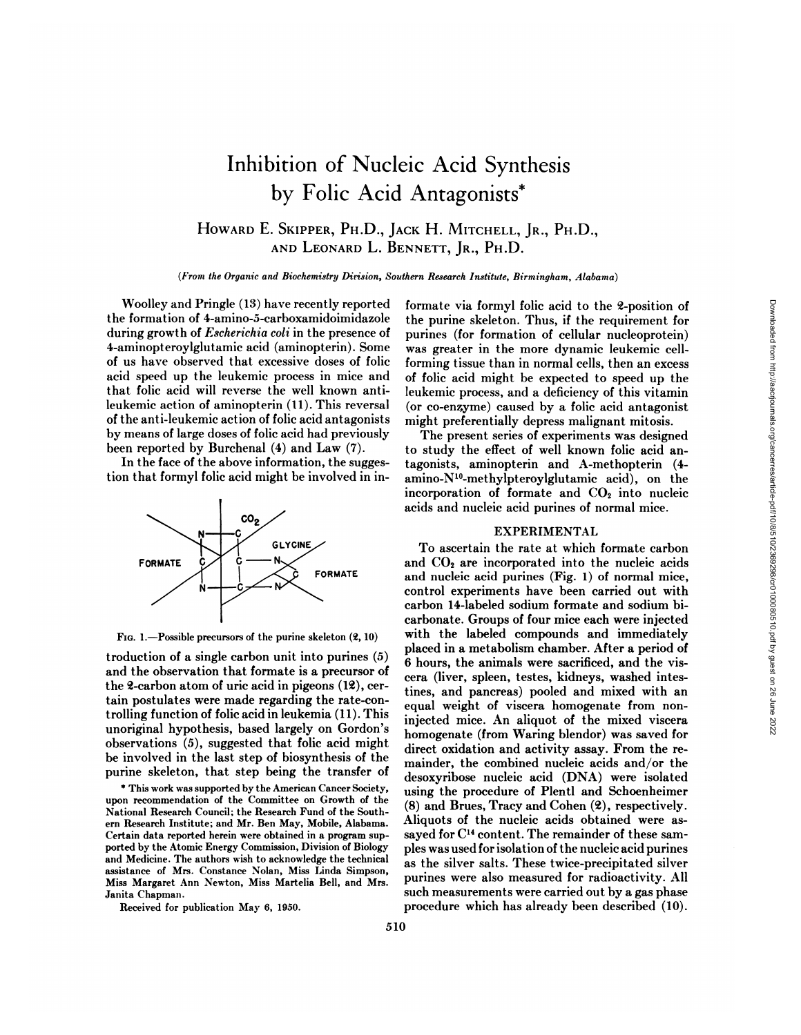# Inhibition of Nucleic Acid Synthesis by Folic Acid Antagonists*

HOWARD E. SKIPPER, PH.D., JACK H. MITCHELL, JR., PH.D., AND LEONARD L. BENNETT, JR., PH.D.

*(From the Organic and Biochemistry Division, Southern Research Institute, Birmingham, Alabama)*

Woolley and Pringle (13) have recently reported the formation of 4-amino-5-carboxamidoimidazole during growth of *Escherichia coli* in the presence of 4-aminopteroylglutamic acid (aminopterin). Some of us have observed that excessive doses of folic acid speed up the leukemic process in mice and that folic acid will reverse the well known anti-leukemic action of aminopterin (11). This reversal of the anti-leukemic action of folic acid antagonists by means of large doses of folic acid had previously been reported by Burchenal (4) and Law (7).

In the face of the above information, the suggestion that formyl folic acid might be involved in introduction of a single carbon unit into purines (5) and the observation that formate is a precursor of the 2-carbon atom of uric acid in pigeons (12), certain postulates were made regarding the rate-controlling function of folic acid in leukemia (11). This unoriginal hypothesis, based largely on Gordon's observations (5), suggested that folic acid might be involved in the last step of biosynthesis of the purine skeleton, that step being the transfer of formate via formyl folic acid to the 2-position of the purine skeleton. Thus, if the requirement for purines (for formation of cellular nucleoprotein) was greater in the more dynamic leukemic cell-forming tissue than in normal cells, then an excess of folic acid might be expected to speed up the leukemic process, and a deficiency of this vitamin (or co-enzyme) caused by a folic acid antagonist might preferentially depress malignant mitosis.

FIG. 1.—Possible precursors of the purine skeleton (2, 10)

The present series of experiments was designed to study the effect of well known folic acid antagonists, aminopterin and A-methopterin (4-amino-$N^{10}$-methylpteroylglutamic acid), on the incorporation of formate and $CO_2$ into nucleic acids and nucleic acid purines of normal mice.

## EXPERIMENTAL

To ascertain the rate at which formate carbon and $CO_2$ are incorporated into the nucleic acids and nucleic acid purines (Fig. 1) of normal mice, control experiments have been carried out with carbon 14-labeled sodium formate and sodium bicarbonate. Groups of four mice each were injected with the labeled compounds and immediately placed in a metabolism chamber. After a period of 6 hours, the animals were sacrificed, and the viscera (liver, spleen, testes, kidneys, washed intestines, and pancreas) pooled and mixed with an equal weight of viscera homogenate from non-injected mice. An aliquot of the mixed viscera homogenate (from Waring blendor) was saved for direct oxidation and activity assay. From the remainder, the combined nucleic acids and/or the desoxyribose nucleic acid (DNA) were isolated using the procedure of Plentl and Schoenheimer (8) and Brues, Tracy and Cohen (2), respectively. Aliquots of the nucleic acids obtained were assayed for $C^{14}$ content. The remainder of these samples was used for isolation of the nucleic acid purines as the silver salts. These twice-precipitated silver purines were also measured for radioactivity. All such measurements were carried out by a gas phase procedure which has already been described (10).

\* This work was supported by the American Cancer Society, upon recommendation of the Committee on Growth of the National Research Council; the Research Fund of the Southern Research Institute; and Mr. Ben May, Mobile, Alabama. Certain data reported herein were obtained in a program supported by the Atomic Energy Commission, Division of Biology and Medicine. The authors wish to acknowledge the technical assistance of Mrs. Constance Nolan, Miss Linda Simpson, Miss Margaret Ann Newton, Miss Martelia Bell, and Mrs. Janita Chapman.

Received for publication May 6, 1950.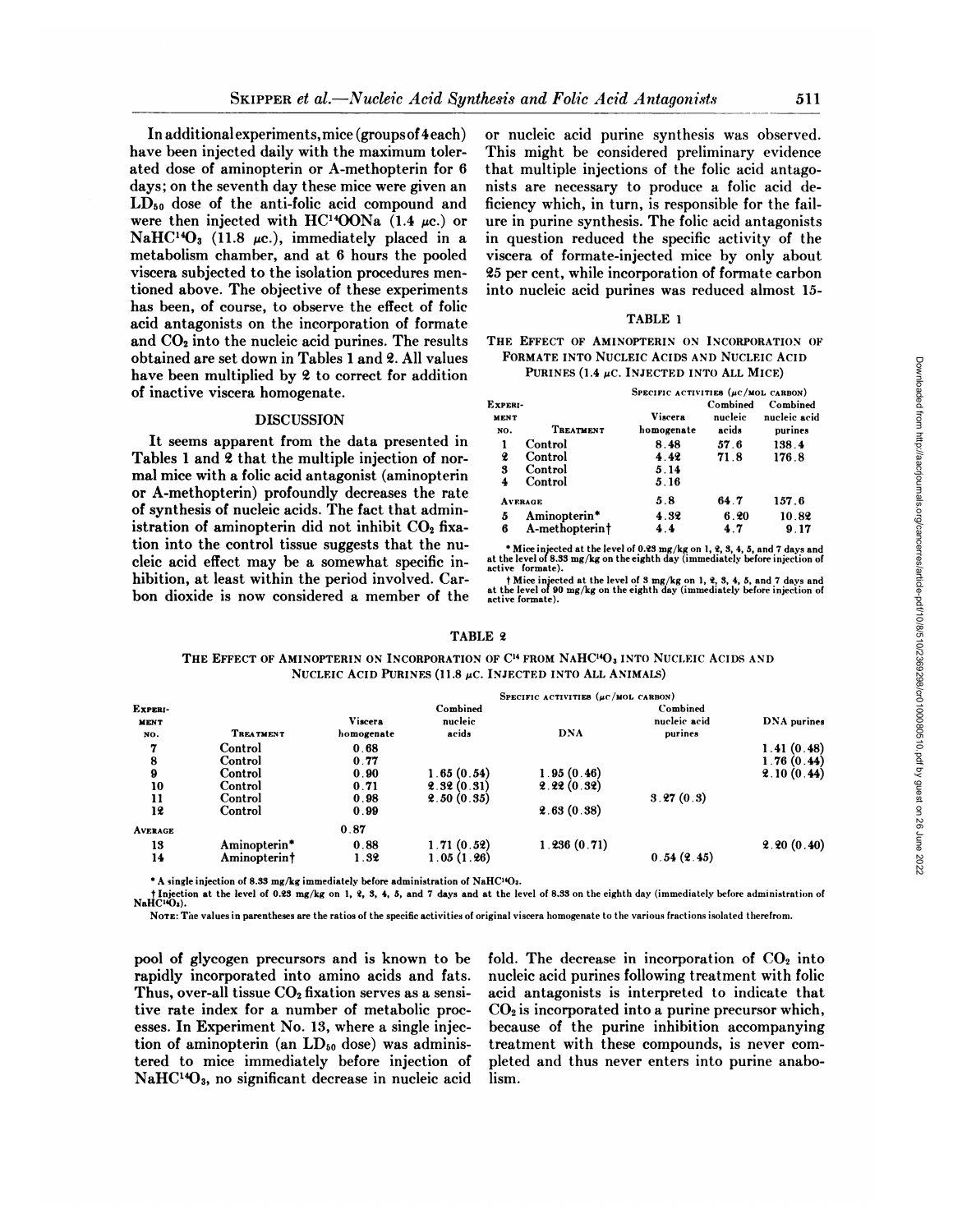In additional experiments, mice (groups of 4 each) have been injected daily with the maximum tolerated dose of aminopterin or A-methopterin for 6 days; on the seventh day these mice were given an $LD_{50}$ dose of the anti-folic acid compound and were then injected with $HC^{14}OONa$ (1.4 μc.) or $NaHC^{14}O_3$ (11.8 μc.), immediately placed in a metabolism chamber, and at 6 hours the pooled viscera subjected to the isolation procedures mentioned above. The objective of these experiments has been, of course, to observe the effect of folic acid antagonists on the incorporation of formate and $CO_2$ into the nucleic acid purines. The results obtained are set down in Tables 1 and 2. All values have been multiplied by 2 to correct for addition of inactive viscera homogenate.

## DISCUSSION

It seems apparent from the data presented in Tables 1 and 2 that the multiple injection of normal mice with a folic acid antagonist (aminopterin or A-methopterin) profoundly decreases the rate of synthesis of nucleic acids. The fact that administration of aminopterin did not inhibit $CO_2$ fixation into the control tissue suggests that the nucleic acid effect may be a somewhat specific inhibition, at least within the period involved. Carbon dioxide is now considered a member of the pool of glycogen precursors and is known to be rapidly incorporated into amino acids and fats. Thus, over-all tissue $CO_2$ fixation serves as a sensitive rate index for a number of metabolic processes. In Experiment No. 13, where a single injection of aminopterin (an $LD_{50}$ dose) was administered to mice immediately before injection of $NaHC^{14}O_3$, no significant decrease in nucleic acid or nucleic acid purine synthesis was observed. This might be considered preliminary evidence that multiple injections of the folic acid antagonists are necessary to produce a folic acid deficiency which, in turn, is responsible for the failure in purine synthesis. The folic acid antagonists in question reduced the specific activity of the viscera of formate-injected mice by only about 25 per cent, while incorporation of formate carbon into nucleic acid purines was reduced almost 15-fold. The decrease in incorporation of $CO_2$ into nucleic acid purines following treatment with folic acid antagonists is interpreted to indicate that $CO_2$ is incorporated into a purine precursor which, because of the purine inhibition accompanying treatment with these compounds, is never completed and thus never enters into purine anabolism.

**TABLE 1**

**THE EFFECT OF AMINOPTERIN ON INCORPORATION OF FORMATE INTO NUCLEIC ACIDS AND NUCLEIC ACID PURINES (1.4 μC. INJECTED INTO ALL MICE)**

| | | SPECIFIC ACTIVITIES (μC/MOL CARBON) | | |
|---|---|---|---|---|
| EXPERIMENT NO. | TREATMENT | Viscera homogenate | Combined nucleic acids | Combined nucleic acid purines |
| 1 | Control | 8.48 | 57.6 | 138.4 |
| 2 | Control | 4.42 | 71.8 | 176.8 |
| 3 | Control | 5.14 | | |
| 4 | Control | 5.16 | | |
| AVERAGE | | 5.8 | 64.7 | 157.6 |
| 5 | Aminopterin* | 4.32 | 6.20 | 10.82 |
| 6 | A-methopterin† | 4.4 | 4.7 | 9.17 |

\* Mice injected at the level of 0.23 mg/kg on 1, 2, 3, 4, 5, and 7 days and at the level of 8.33 mg/kg on the eighth day (immediately before injection of active formate).

† Mice injected at the level of 3 mg/kg on 1, 2, 3, 4, 5, and 7 days and at the level of 90 mg/kg on the eighth day (immediately before injection of active formate).

**TABLE 2**

**THE EFFECT OF AMINOPTERIN ON INCORPORATION OF $C^{14}$ FROM $NaHC^{14}O_3$ INTO NUCLEIC ACIDS AND NUCLEIC ACID PURINES (11.8 μC. INJECTED INTO ALL ANIMALS)**

| | | SPECIFIC ACTIVITIES (μC/MOL CARBON) | | | | |
|---|---|---|---|---|---|---|
| EXPERIMENT NO. | TREATMENT | Viscera homogenate | Combined nucleic acids | DNA | Combined nucleic acid purines | DNA purines |
| 7 | Control | 0.68 | | | | 1.41 (0.48) |
| 8 | Control | 0.77 | | | | 1.76 (0.44) |
| 9 | Control | 0.90 | 1.65 (0.54) | 1.95 (0.46) | | 2.10 (0.44) |
| 10 | Control | 0.71 | 2.32 (0.31) | 2.22 (0.32) | | |
| 11 | Control | 0.98 | 2.50 (0.35) | | 3.27 (0.3) | |
| 12 | Control | 0.99 | | 2.63 (0.38) | | |
| AVERAGE | | 0.87 | | | | |
| 13 | Aminopterin* | 0.88 | 1.71 (0.52) | 1.236 (0.71) | | 2.20 (0.40) |
| 14 | Aminopterin† | 1.32 | 1.05 (1.26) | | 0.54 (2.45) | |

\* A single injection of 8.33 mg/kg immediately before administration of $NaHC^{14}O_3$.

† Injection at the level of 0.23 mg/kg on 1, 2, 3, 4, 5, and 7 days and at the level of 8.33 on the eighth day (immediately before administration of $NaHC^{14}O_3$).

NOTE: The values in parentheses are the ratios of the specific activities of original viscera homogenate to the various fractions isolated therefrom.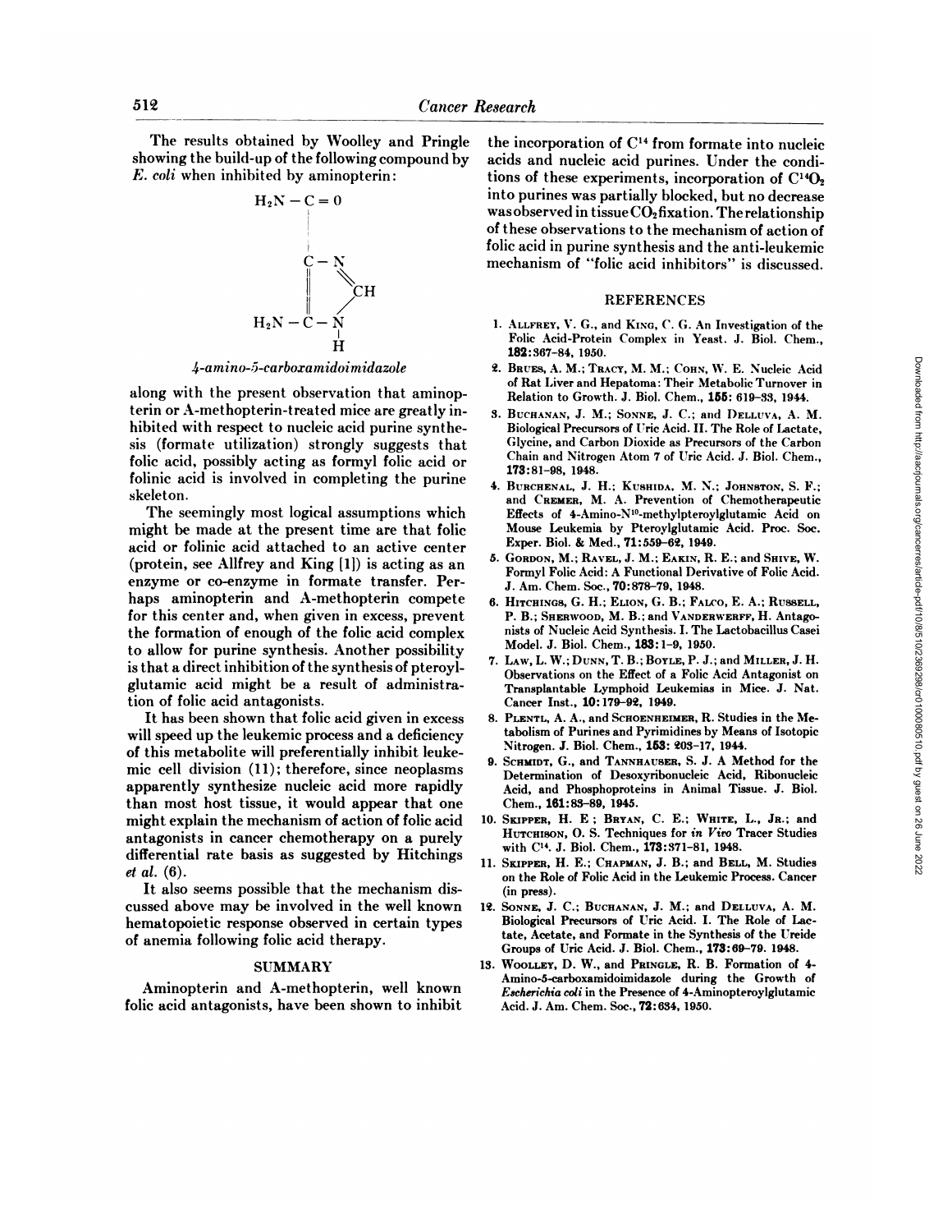The results obtained by Woolley and Pringle showing the build-up of the following compound by *E. coli* when inhibited by aminopterin:

$$
\begin{array}{l}
H_2N - C = O \\
\quad\quad\;\; | \\
\quad\quad\;\; C - N \\
\quad\quad\;\; \| \quad\;\; \diagdown \\
\quad\quad\;\; \| \quad\quad CH \\
\quad\quad\;\; \| \quad\;\; \diagup \\
H_2N - C - N \\
\quad\quad\quad\quad\;\; | \\
\quad\quad\quad\quad\;\; H
\end{array}
$$

*4-amino-5-carboxamidoimidazole*

along with the present observation that aminopterin or A-methopterin-treated mice are greatly inhibited with respect to nucleic acid purine synthesis (formate utilization) strongly suggests that folic acid, possibly acting as formyl folic acid or folinic acid is involved in completing the purine skeleton.

The seemingly most logical assumptions which might be made at the present time are that folic acid or folinic acid attached to an active center (protein, see Allfrey and King (1)) is acting as an enzyme or co-enzyme in formate transfer. Perhaps aminopterin and A-methopterin compete for this center and, when given in excess, prevent the formation of enough of the folic acid complex to allow for purine synthesis. Another possibility is that a direct inhibition of the synthesis of pteroylglutamic acid might be a result of administration of folic acid antagonists.

It has been shown that folic acid given in excess will speed up the leukemic process and a deficiency of this metabolite will preferentially inhibit leukemic cell division (11); therefore, since neoplasms apparently synthesize nucleic acid more rapidly than most host tissue, it would appear that one might explain the mechanism of action of folic acid antagonists in cancer chemotherapy on a purely differential rate basis as suggested by Hitchings *et al.* (6).

It also seems possible that the mechanism discussed above may be involved in the well known hematopoietic response observed in certain types of anemia following folic acid therapy.

## SUMMARY

Aminopterin and A-methopterin, well known folic acid antagonists, have been shown to inhibit the incorporation of $C^{14}$ from formate into nucleic acids and nucleic acid purines. Under the conditions of these experiments, incorporation of $C^{14}O_2$ into purines was partially blocked, but no decrease was observed in tissue $CO_2$ fixation. The relationship of these observations to the mechanism of action of folic acid in purine synthesis and the anti-leukemic mechanism of "folic acid inhibitors" is discussed.

## REFERENCES

1. ALLFREY, V. G., and KING, C. G. An Investigation of the Folic Acid-Protein Complex in Yeast. J. Biol. Chem., **182**:367–84, 1950.
2. BRUES, A. M.; TRACY, M. M.; COHN, W. E. Nucleic Acid of Rat Liver and Hepatoma: Their Metabolic Turnover in Relation to Growth. J. Biol. Chem., **155**: 619–33, 1944.
3. BUCHANAN, J. M.; SONNE, J. C.; and DELLUVA, A. M. Biological Precursors of Uric Acid. II. The Role of Lactate, Glycine, and Carbon Dioxide as Precursors of the Carbon Chain and Nitrogen Atom 7 of Uric Acid. J. Biol. Chem., **173**:81–98, 1948.
4. BURCHENAL, J. H.; KUSHIDA, M. N.; JOHNSTON, S. F.; and CREMER, M. A. Prevention of Chemotherapeutic Effects of 4-Amino-N[10]-methylpteroylglutamic Acid on Mouse Leukemia by Pteroylglutamic Acid. Proc. Soc. Exper. Biol. & Med., **71**:559–62, 1949.
5. GORDON, M.; RAVEL, J. M.; EAKIN, R. E.; and SHIVE, W. Formyl Folic Acid: A Functional Derivative of Folic Acid. J. Am. Chem. Soc., **70**:878–79, 1948.
6. HITCHINGS, G. H.; ELION, G. B.; FALCO, E. A.; RUSSELL, P. B.; SHERWOOD, M. B.; and VANDERWERFF, H. Antagonists of Nucleic Acid Synthesis. I. The Lactobacillus Casei Model. J. Biol. Chem., **183**:1–9, 1950.
7. LAW, L. W.; DUNN, T. B.; BOYLE, P. J.; and MILLER, J. H. Observations on the Effect of a Folic Acid Antagonist on Transplantable Lymphoid Leukemias in Mice. J. Nat. Cancer Inst., **10**:179–92, 1949.
8. PLENTL, A. A., and SCHOENHEIMER, R. Studies in the Metabolism of Purines and Pyrimidines by Means of Isotopic Nitrogen. J. Biol. Chem., **153**: 203–17, 1944.
9. SCHMIDT, G., and TANNHAUSER, S. J. A Method for the Determination of Desoxyribonucleic Acid, Ribonucleic Acid, and Phosphoproteins in Animal Tissue. J. Biol. Chem., **161**:83–89, 1945.
10. SKIPPER, H. E; BRYAN, C. E.; WHITE, L., JR.; and HUTCHISON, O. S. Techniques for *in Vivo* Tracer Studies with $C^{14}$. J. Biol. Chem., **173**:371–81, 1948.
11. SKIPPER, H. E.; CHAPMAN, J. B.; and BELL, M. Studies on the Role of Folic Acid in the Leukemic Process. Cancer (in press).
12. SONNE, J. C.; BUCHANAN, J. M.; and DELLUVA, A. M. Biological Precursors of Uric Acid. I. The Role of Lactate, Acetate, and Formate in the Synthesis of the Ureide Groups of Uric Acid. J. Biol. Chem., **173**:69–79. 1948.
13. WOOLLEY, D. W., and PRINGLE, R. B. Formation of 4-Amino-5-carboxamidoimidazole during the Growth of *Escherichia coli* in the Presence of 4-Aminopteroylglutamic Acid. J. Am. Chem. Soc., **72**:634, 1950.